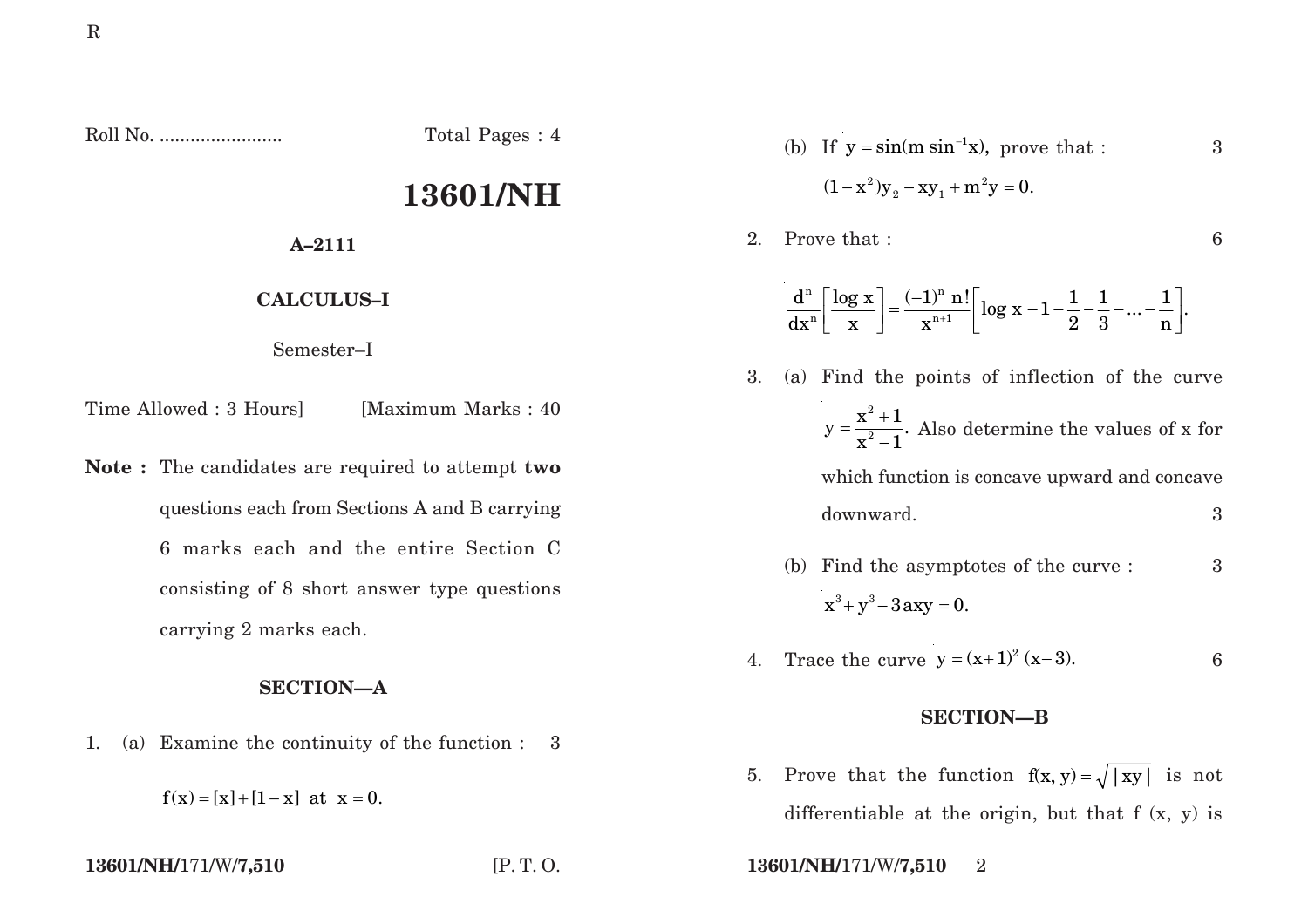Roll No. ........................ Total Pages : 4

# 13601/NH

**A–2111**

**CALCULUS–I**

Semester–I

Time Allowed : 3 Hours] [Maximum Marks : 40

**Note :** The candidates are required to attempt **two** questions each from Sections A and B carrying 6 marks each and the entire Section C consisting of 8 short answer type questions carrying 2 marks each.

## SECTION—A

1. (a) Examine the continuity of the function : 3

$$f(x) = [x] + [1 - x] \text{ at } x = 0.$$

(b) If $y = \sin(m \sin^{-1} x)$, prove that : 3

$$(1 - x^2)y_2 - xy_1 + m^2 y = 0.$$

2. Prove that : 6

$$\frac{d^n}{dx^n}\left[\frac{\log x}{x}\right] = \frac{(-1)^n \, n!}{x^{n+1}}\left[\log x - 1 - \frac{1}{2} - \frac{1}{3} - \ldots - \frac{1}{n}\right].$$

3. (a) Find the points of inflection of the curve $y = \dfrac{x^2 + 1}{x^2 - 1}$. Also determine the values of x for which function is concave upward and concave downward. 3

(b) Find the asymptotes of the curve : 3

$$x^3 + y^3 - 3axy = 0.$$

4. Trace the curve $y = (x+1)^2 (x - 3)$. 6

## SECTION—B

5. Prove that the function $f(x, y) = \sqrt{|xy|}$ is not differentiable at the origin, but that f (x, y) is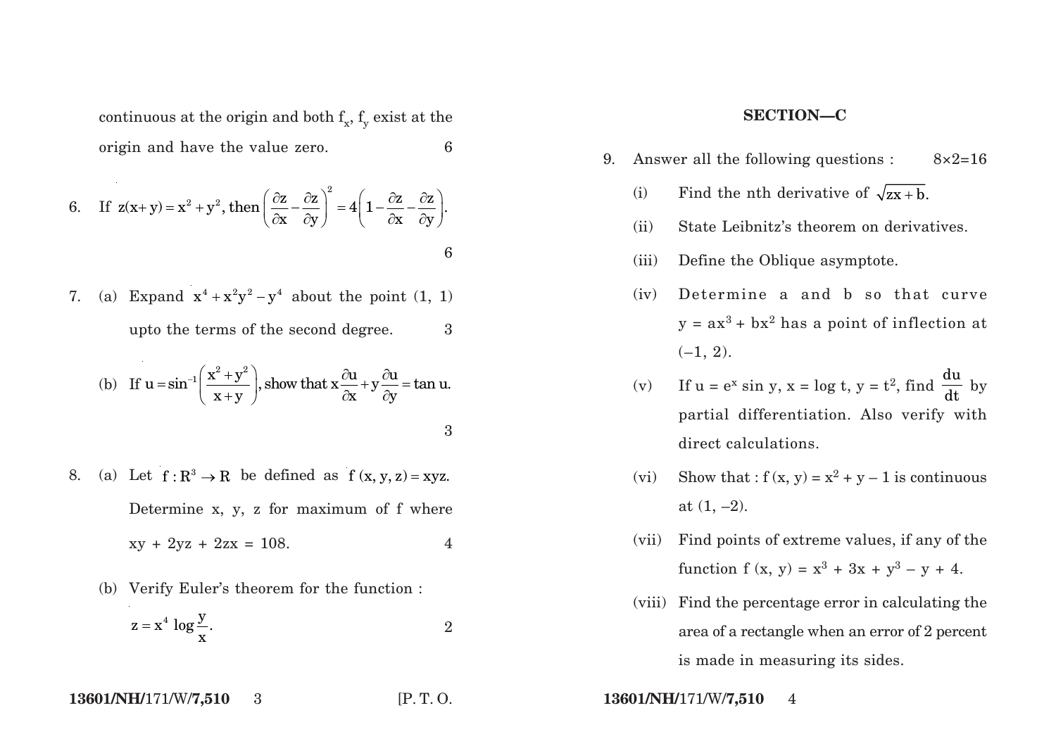continuous at the origin and both $f_x$, $f_y$ exist at the origin and have the value zero. 6

6. If $z(x+y) = x^2 + y^2$, then $\left(\frac{\partial z}{\partial x} - \frac{\partial z}{\partial y}\right)^2 = 4\left(1 - \frac{\partial z}{\partial x} - \frac{\partial z}{\partial y}\right)$. 6

7. (a) Expand $x^4 + x^2y^2 - y^4$ about the point (1, 1) upto the terms of the second degree. 3

   (b) If $u = \sin^{-1}\left(\frac{x^2+y^2}{x+y}\right)$, show that $x\frac{\partial u}{\partial x} + y\frac{\partial u}{\partial y} = \tan u$. 3

8. (a) Let $f : R^3 \to R$ be defined as $f(x, y, z) = xyz$. Determine x, y, z for maximum of f where $xy + 2yz + 2zx = 108$. 4

   (b) Verify Euler's theorem for the function :

   $z = x^4 \log \frac{y}{x}$. 2

## SECTION—C

9. Answer all the following questions : 8×2=16

   (i) Find the nth derivative of $\sqrt{zx+b}$.

   (ii) State Leibnitz's theorem on derivatives.

   (iii) Define the Oblique asymptote.

   (iv) Determine a and b so that curve $y = ax^3 + bx^2$ has a point of inflection at (–1, 2).

   (v) If $u = e^x \sin y$, $x = \log t$, $y = t^2$, find $\frac{du}{dt}$ by partial differentiation. Also verify with direct calculations.

   (vi) Show that : $f(x, y) = x^2 + y - 1$ is continuous at (1, –2).

   (vii) Find points of extreme values, if any of the function $f(x, y) = x^3 + 3x + y^3 - y + 4$.

   (viii) Find the percentage error in calculating the area of a rectangle when an error of 2 percent is made in measuring its sides.